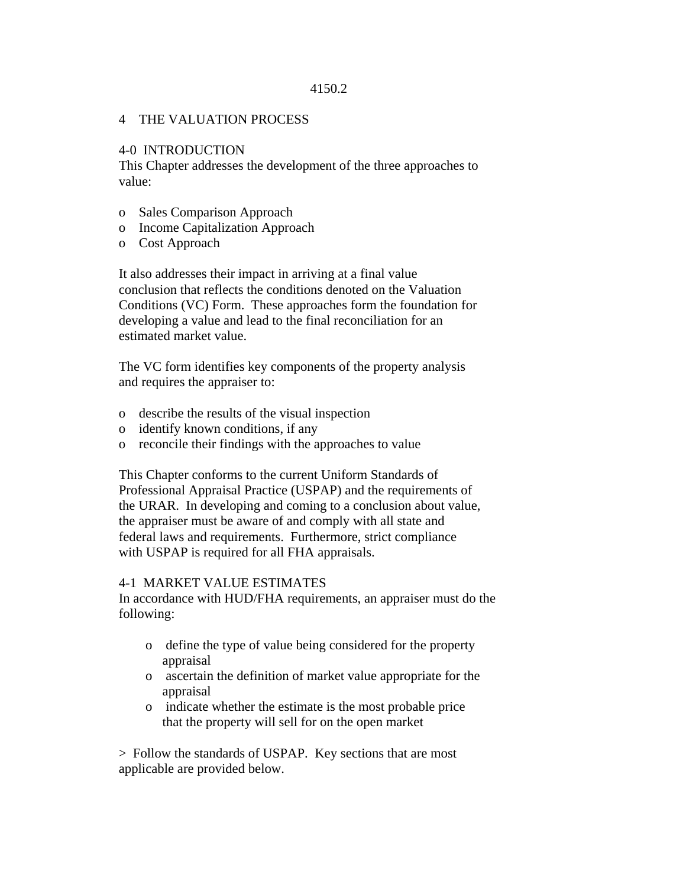# 4 THE VALUATION PROCESS

## 4-0 INTRODUCTION

This Chapter addresses the development of the three approaches to value:

- Sales Comparison Approach
- Income Capitalization Approach
- Cost Approach

It also addresses their impact in arriving at a final value conclusion that reflects the conditions denoted on the Valuation Conditions (VC) Form. These approaches form the foundation for developing a value and lead to the final reconciliation for an estimated market value.

The VC form identifies key components of the property analysis and requires the appraiser to:

- describe the results of the visual inspection
- identify known conditions, if any
- reconcile their findings with the approaches to value

This Chapter conforms to the current Uniform Standards of Professional Appraisal Practice (USPAP) and the requirements of the URAR. In developing and coming to a conclusion about value, the appraiser must be aware of and comply with all state and federal laws and requirements. Furthermore, strict compliance with USPAP is required for all FHA appraisals.

## 4-1 MARKET VALUE ESTIMATES

In accordance with HUD/FHA requirements, an appraiser must do the following:

- define the type of value being considered for the property appraisal
- ascertain the definition of market value appropriate for the appraisal
- indicate whether the estimate is the most probable price that the property will sell for on the open market

> Follow the standards of USPAP. Key sections that are most applicable are provided below.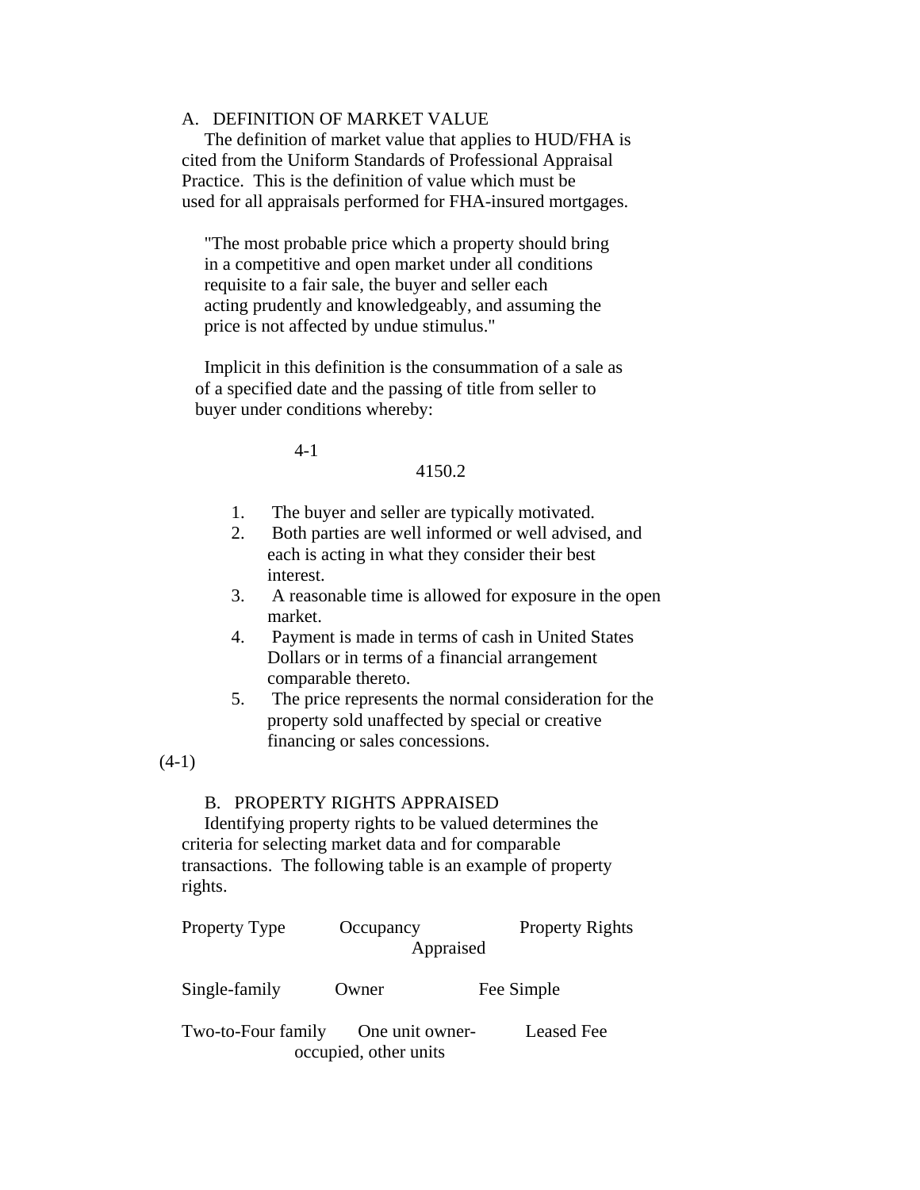## A. DEFINITION OF MARKET VALUE

The definition of market value that applies to HUD/FHA is cited from the Uniform Standards of Professional Appraisal Practice. This is the definition of value which must be used for all appraisals performed for FHA-insured mortgages.

"The most probable price which a property should bring in a competitive and open market under all conditions requisite to a fair sale, the buyer and seller each acting prudently and knowledgeably, and assuming the price is not affected by undue stimulus."

Implicit in this definition is the consummation of a sale as of a specified date and the passing of title from seller to buyer under conditions whereby:

1. The buyer and seller are typically motivated.
2. Both parties are well informed or well advised, and each is acting in what they consider their best interest.
3. A reasonable time is allowed for exposure in the open market.
4. Payment is made in terms of cash in United States Dollars or in terms of a financial arrangement comparable thereto.
5. The price represents the normal consideration for the property sold unaffected by special or creative financing or sales concessions.

(4-1)

## B. PROPERTY RIGHTS APPRAISED

Identifying property rights to be valued determines the criteria for selecting market data and for comparable transactions. The following table is an example of property rights.

| Property Type | Occupancy | Property Rights Appraised |
|---|---|---|
| Single-family | Owner | Fee Simple |
| Two-to-Four family | One unit owner-occupied, other units | Leased Fee |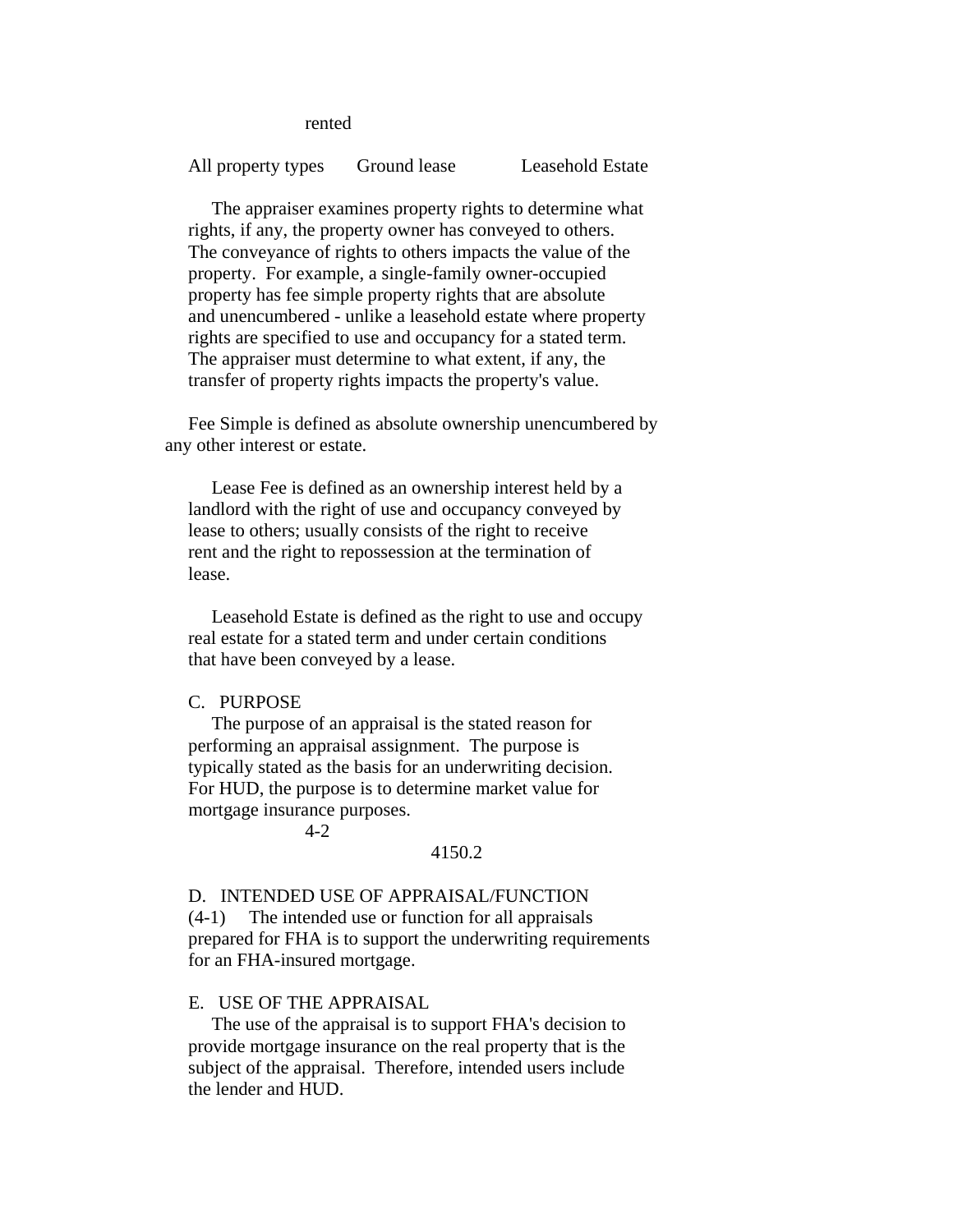rented

| All property types | Ground lease | Leasehold Estate |
| --- | --- | --- |

The appraiser examines property rights to determine what rights, if any, the property owner has conveyed to others. The conveyance of rights to others impacts the value of the property. For example, a single-family owner-occupied property has fee simple property rights that are absolute and unencumbered - unlike a leasehold estate where property rights are specified to use and occupancy for a stated term. The appraiser must determine to what extent, if any, the transfer of property rights impacts the property's value.

Fee Simple is defined as absolute ownership unencumbered by any other interest or estate.

Lease Fee is defined as an ownership interest held by a landlord with the right of use and occupancy conveyed by lease to others; usually consists of the right to receive rent and the right to repossession at the termination of lease.

Leasehold Estate is defined as the right to use and occupy real estate for a stated term and under certain conditions that have been conveyed by a lease.

## C. PURPOSE

The purpose of an appraisal is the stated reason for performing an appraisal assignment. The purpose is typically stated as the basis for an underwriting decision. For HUD, the purpose is to determine market value for mortgage insurance purposes.

## D. INTENDED USE OF APPRAISAL/FUNCTION

(4-1) The intended use or function for all appraisals prepared for FHA is to support the underwriting requirements for an FHA-insured mortgage.

## E. USE OF THE APPRAISAL

The use of the appraisal is to support FHA's decision to provide mortgage insurance on the real property that is the subject of the appraisal. Therefore, intended users include the lender and HUD.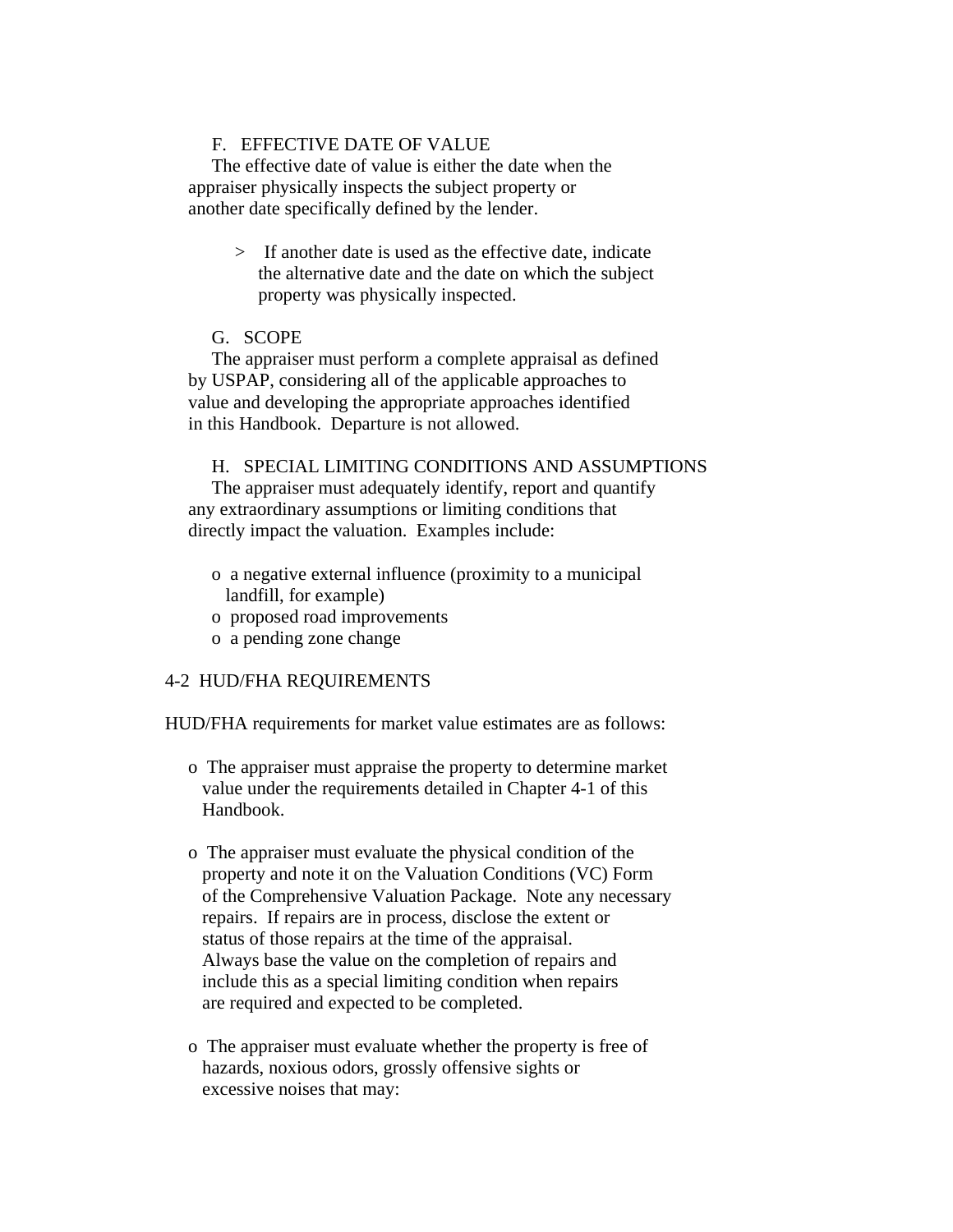### F. EFFECTIVE DATE OF VALUE

The effective date of value is either the date when the appraiser physically inspects the subject property or another date specifically defined by the lender.

> If another date is used as the effective date, indicate the alternative date and the date on which the subject property was physically inspected.

### G. SCOPE

The appraiser must perform a complete appraisal as defined by USPAP, considering all of the applicable approaches to value and developing the appropriate approaches identified in this Handbook. Departure is not allowed.

### H. SPECIAL LIMITING CONDITIONS AND ASSUMPTIONS

The appraiser must adequately identify, report and quantify any extraordinary assumptions or limiting conditions that directly impact the valuation. Examples include:

- a negative external influence (proximity to a municipal landfill, for example)
- proposed road improvements
- a pending zone change

## 4-2 HUD/FHA REQUIREMENTS

HUD/FHA requirements for market value estimates are as follows:

- The appraiser must appraise the property to determine market value under the requirements detailed in Chapter 4-1 of this Handbook.

- The appraiser must evaluate the physical condition of the property and note it on the Valuation Conditions (VC) Form of the Comprehensive Valuation Package. Note any necessary repairs. If repairs are in process, disclose the extent or status of those repairs at the time of the appraisal. Always base the value on the completion of repairs and include this as a special limiting condition when repairs are required and expected to be completed.

- The appraiser must evaluate whether the property is free of hazards, noxious odors, grossly offensive sights or excessive noises that may: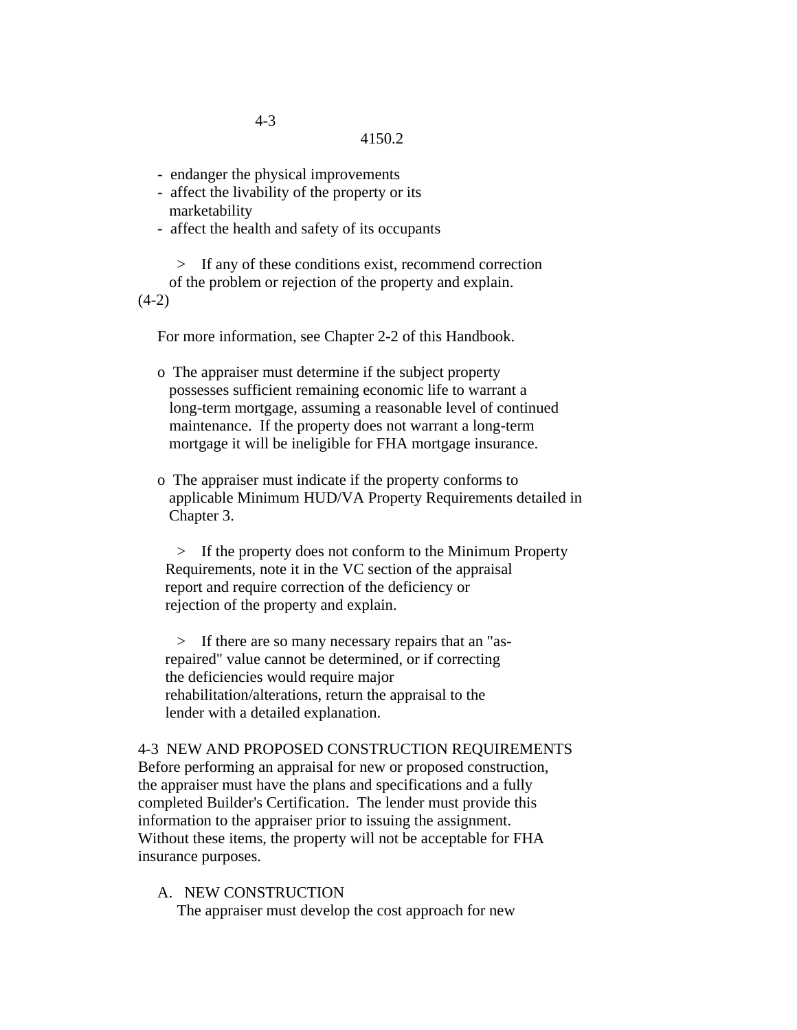- endanger the physical improvements
- affect the livability of the property or its marketability
- affect the health and safety of its occupants

> If any of these conditions exist, recommend correction of the problem or rejection of the property and explain.

(4-2)

For more information, see Chapter 2-2 of this Handbook.

- o The appraiser must determine if the subject property possesses sufficient remaining economic life to warrant a long-term mortgage, assuming a reasonable level of continued maintenance. If the property does not warrant a long-term mortgage it will be ineligible for FHA mortgage insurance.

- o The appraiser must indicate if the property conforms to applicable Minimum HUD/VA Property Requirements detailed in Chapter 3.

  > If the property does not conform to the Minimum Property Requirements, note it in the VC section of the appraisal report and require correction of the deficiency or rejection of the property and explain.

  > If there are so many necessary repairs that an "as-repaired" value cannot be determined, or if correcting the deficiencies would require major rehabilitation/alterations, return the appraisal to the lender with a detailed explanation.

## 4-3 NEW AND PROPOSED CONSTRUCTION REQUIREMENTS

Before performing an appraisal for new or proposed construction, the appraiser must have the plans and specifications and a fully completed Builder's Certification. The lender must provide this information to the appraiser prior to issuing the assignment. Without these items, the property will not be acceptable for FHA insurance purposes.

### A. NEW CONSTRUCTION

The appraiser must develop the cost approach for new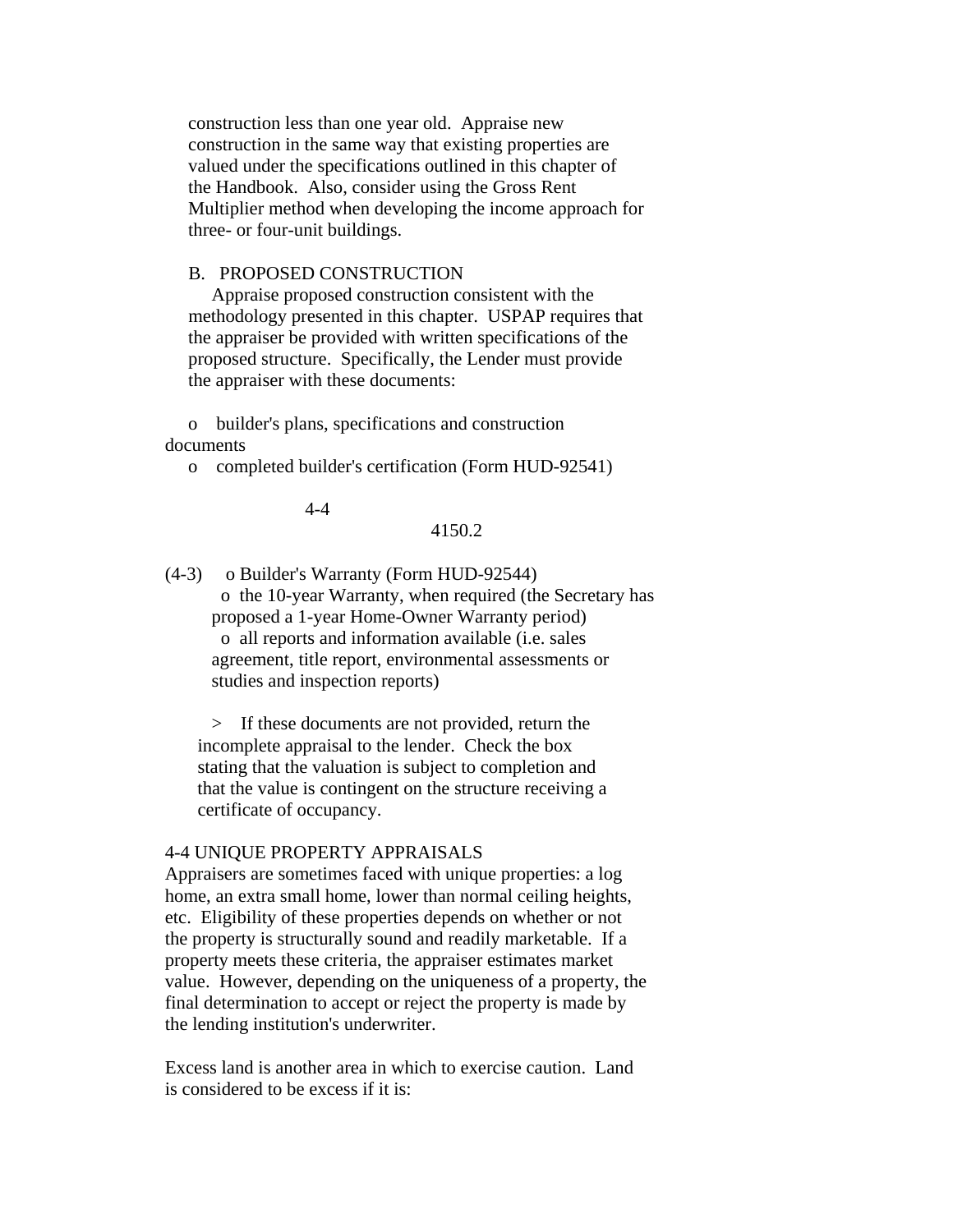construction less than one year old. Appraise new construction in the same way that existing properties are valued under the specifications outlined in this chapter of the Handbook. Also, consider using the Gross Rent Multiplier method when developing the income approach for three- or four-unit buildings.

B. PROPOSED CONSTRUCTION

Appraise proposed construction consistent with the methodology presented in this chapter. USPAP requires that the appraiser be provided with written specifications of the proposed structure. Specifically, the Lender must provide the appraiser with these documents:

- builder's plans, specifications and construction documents
- completed builder's certification (Form HUD-92541)

(4-3)

- Builder's Warranty (Form HUD-92544)
- the 10-year Warranty, when required (the Secretary has proposed a 1-year Home-Owner Warranty period)
- all reports and information available (i.e. sales agreement, title report, environmental assessments or studies and inspection reports)

> If these documents are not provided, return the incomplete appraisal to the lender. Check the box stating that the valuation is subject to completion and that the value is contingent on the structure receiving a certificate of occupancy.

## 4-4 UNIQUE PROPERTY APPRAISALS

Appraisers are sometimes faced with unique properties: a log home, an extra small home, lower than normal ceiling heights, etc. Eligibility of these properties depends on whether or not the property is structurally sound and readily marketable. If a property meets these criteria, the appraiser estimates market value. However, depending on the uniqueness of a property, the final determination to accept or reject the property is made by the lending institution's underwriter.

Excess land is another area in which to exercise caution. Land is considered to be excess if it is: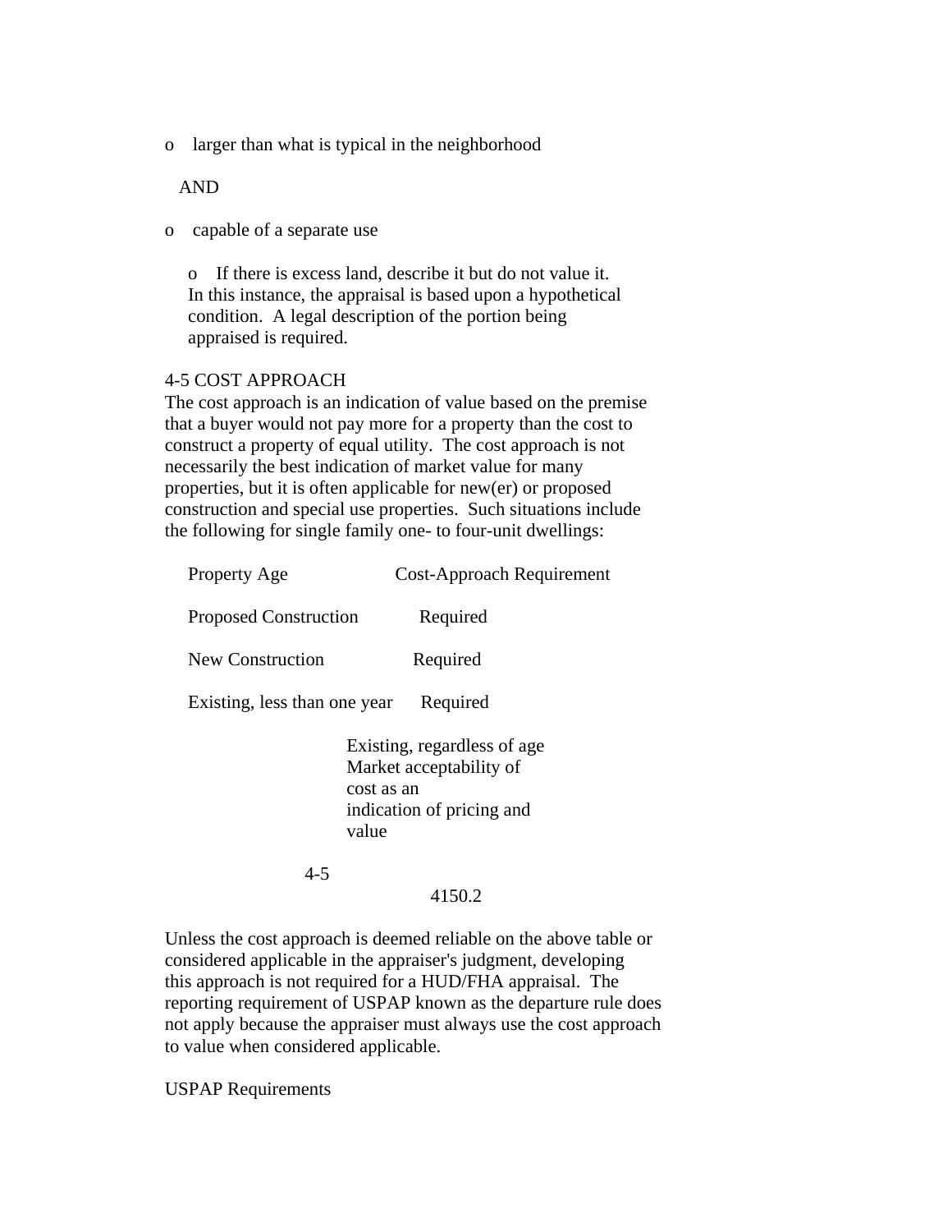- larger than what is typical in the neighborhood

  AND

- capable of a separate use

  - If there is excess land, describe it but do not value it. In this instance, the appraisal is based upon a hypothetical condition. A legal description of the portion being appraised is required.

## 4-5 COST APPROACH

The cost approach is an indication of value based on the premise that a buyer would not pay more for a property than the cost to construct a property of equal utility. The cost approach is not necessarily the best indication of market value for many properties, but it is often applicable for new(er) or proposed construction and special use properties. Such situations include the following for single family one- to four-unit dwellings:

| Property Age | Cost-Approach Requirement |
|---|---|
| Proposed Construction | Required |
| New Construction | Required |
| Existing, less than one year | Required |
| Existing, regardless of age | Market acceptability of cost as an indication of pricing and value |

Unless the cost approach is deemed reliable on the above table or considered applicable in the appraiser's judgment, developing this approach is not required for a HUD/FHA appraisal. The reporting requirement of USPAP known as the departure rule does not apply because the appraiser must always use the cost approach to value when considered applicable.

USPAP Requirements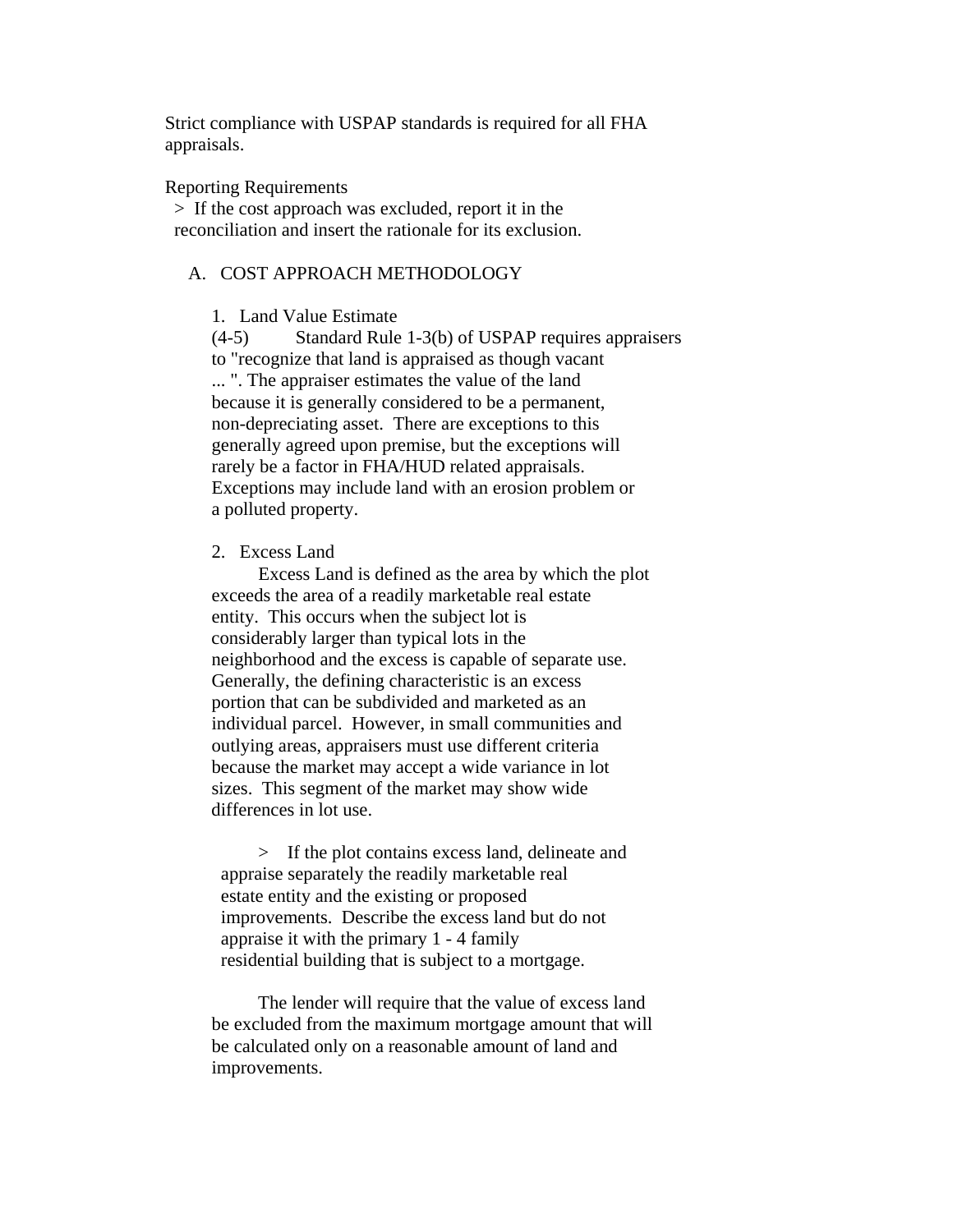Strict compliance with USPAP standards is required for all FHA appraisals.

Reporting Requirements

> If the cost approach was excluded, report it in the reconciliation and insert the rationale for its exclusion.

## A. COST APPROACH METHODOLOGY

### 1. Land Value Estimate

(4-5) Standard Rule 1-3(b) of USPAP requires appraisers to "recognize that land is appraised as though vacant ... ". The appraiser estimates the value of the land because it is generally considered to be a permanent, non-depreciating asset. There are exceptions to this generally agreed upon premise, but the exceptions will rarely be a factor in FHA/HUD related appraisals. Exceptions may include land with an erosion problem or a polluted property.

### 2. Excess Land

Excess Land is defined as the area by which the plot exceeds the area of a readily marketable real estate entity. This occurs when the subject lot is considerably larger than typical lots in the neighborhood and the excess is capable of separate use. Generally, the defining characteristic is an excess portion that can be subdivided and marketed as an individual parcel. However, in small communities and outlying areas, appraisers must use different criteria because the market may accept a wide variance in lot sizes. This segment of the market may show wide differences in lot use.

> If the plot contains excess land, delineate and appraise separately the readily marketable real estate entity and the existing or proposed improvements. Describe the excess land but do not appraise it with the primary 1 - 4 family residential building that is subject to a mortgage.

The lender will require that the value of excess land be excluded from the maximum mortgage amount that will be calculated only on a reasonable amount of land and improvements.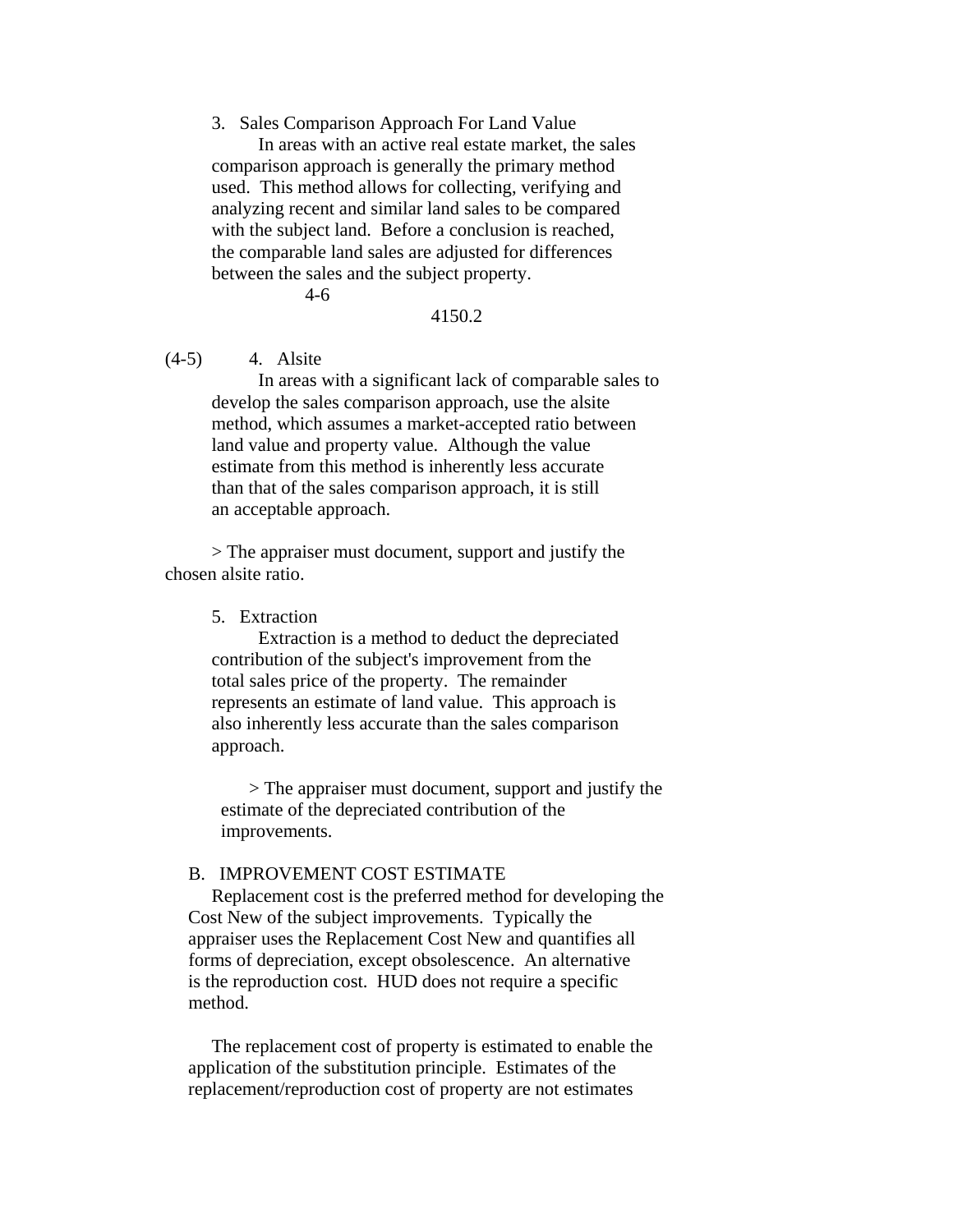3. Sales Comparison Approach For Land Value

In areas with an active real estate market, the sales comparison approach is generally the primary method used. This method allows for collecting, verifying and analyzing recent and similar land sales to be compared with the subject land. Before a conclusion is reached, the comparable land sales are adjusted for differences between the sales and the subject property.

(4-5) 4. Alsite

In areas with a significant lack of comparable sales to develop the sales comparison approach, use the alsite method, which assumes a market-accepted ratio between land value and property value. Although the value estimate from this method is inherently less accurate than that of the sales comparison approach, it is still an acceptable approach.

> The appraiser must document, support and justify the chosen alsite ratio.

5. Extraction

Extraction is a method to deduct the depreciated contribution of the subject's improvement from the total sales price of the property. The remainder represents an estimate of land value. This approach is also inherently less accurate than the sales comparison approach.

> The appraiser must document, support and justify the estimate of the depreciated contribution of the improvements.

B. IMPROVEMENT COST ESTIMATE

Replacement cost is the preferred method for developing the Cost New of the subject improvements. Typically the appraiser uses the Replacement Cost New and quantifies all forms of depreciation, except obsolescence. An alternative is the reproduction cost. HUD does not require a specific method.

The replacement cost of property is estimated to enable the application of the substitution principle. Estimates of the replacement/reproduction cost of property are not estimates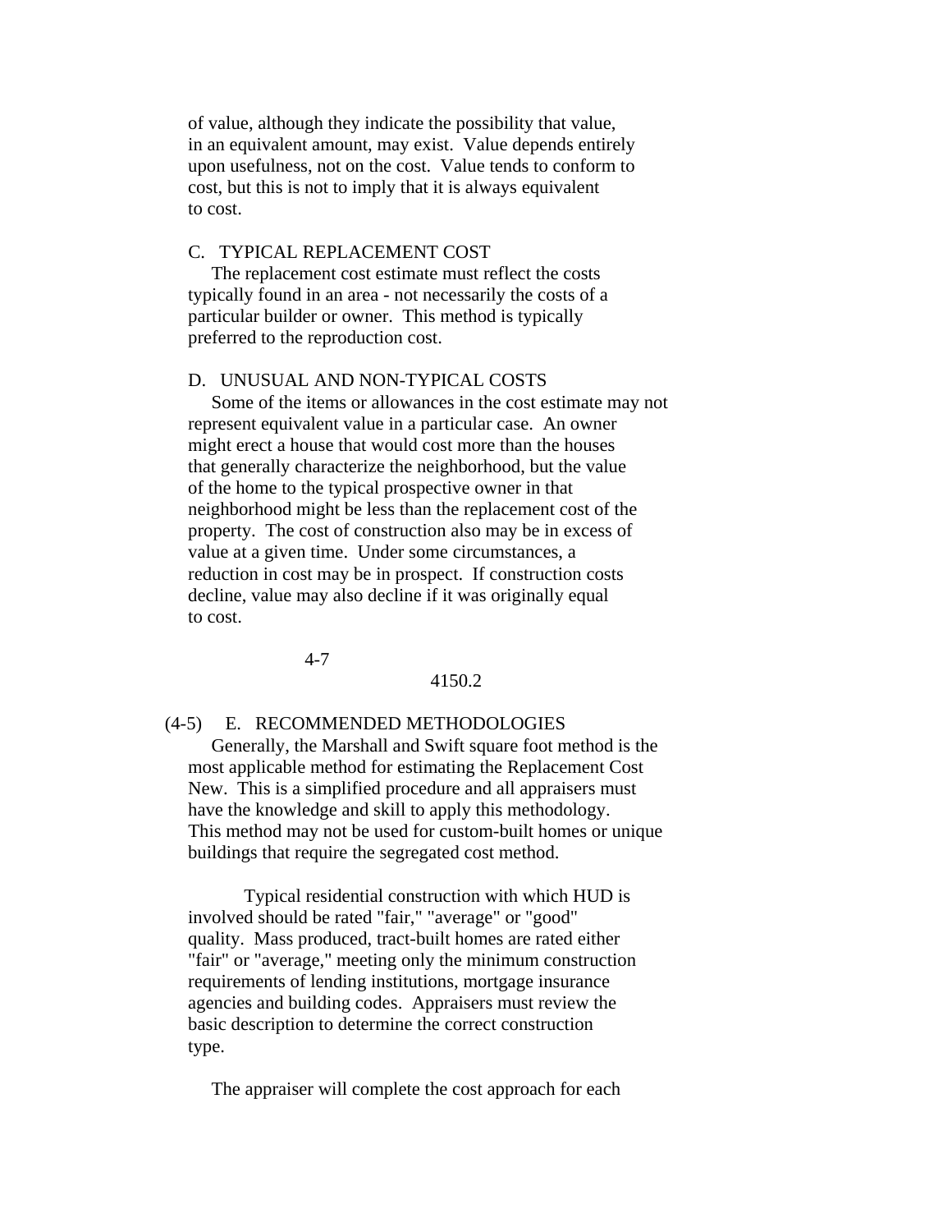of value, although they indicate the possibility that value, in an equivalent amount, may exist. Value depends entirely upon usefulness, not on the cost. Value tends to conform to cost, but this is not to imply that it is always equivalent to cost.

### C. TYPICAL REPLACEMENT COST

The replacement cost estimate must reflect the costs typically found in an area - not necessarily the costs of a particular builder or owner. This method is typically preferred to the reproduction cost.

### D. UNUSUAL AND NON-TYPICAL COSTS

Some of the items or allowances in the cost estimate may not represent equivalent value in a particular case. An owner might erect a house that would cost more than the houses that generally characterize the neighborhood, but the value of the home to the typical prospective owner in that neighborhood might be less than the replacement cost of the property. The cost of construction also may be in excess of value at a given time. Under some circumstances, a reduction in cost may be in prospect. If construction costs decline, value may also decline if it was originally equal to cost.

### (4-5) E. RECOMMENDED METHODOLOGIES

Generally, the Marshall and Swift square foot method is the most applicable method for estimating the Replacement Cost New. This is a simplified procedure and all appraisers must have the knowledge and skill to apply this methodology. This method may not be used for custom-built homes or unique buildings that require the segregated cost method.

Typical residential construction with which HUD is involved should be rated "fair," "average" or "good" quality. Mass produced, tract-built homes are rated either "fair" or "average," meeting only the minimum construction requirements of lending institutions, mortgage insurance agencies and building codes. Appraisers must review the basic description to determine the correct construction type.

The appraiser will complete the cost approach for each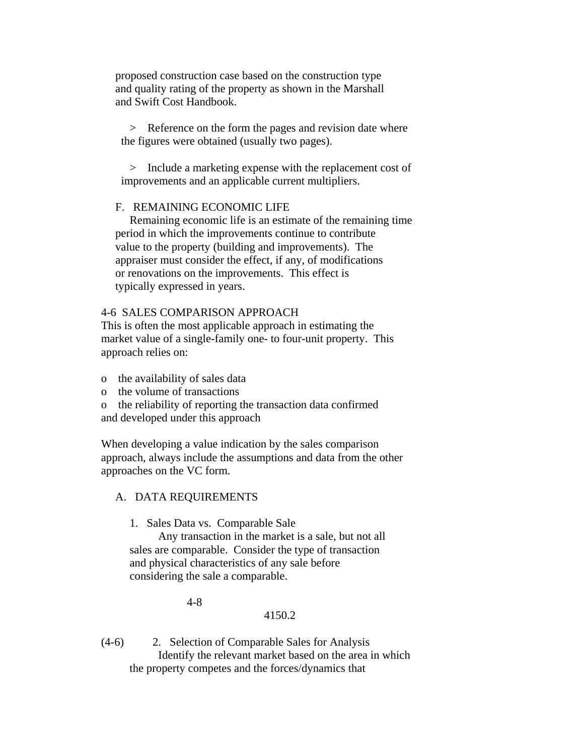proposed construction case based on the construction type and quality rating of the property as shown in the Marshall and Swift Cost Handbook.

> Reference on the form the pages and revision date where the figures were obtained (usually two pages).

> Include a marketing expense with the replacement cost of improvements and an applicable current multipliers.

F. REMAINING ECONOMIC LIFE

Remaining economic life is an estimate of the remaining time period in which the improvements continue to contribute value to the property (building and improvements). The appraiser must consider the effect, if any, of modifications or renovations on the improvements. This effect is typically expressed in years.

## 4-6 SALES COMPARISON APPROACH

This is often the most applicable approach in estimating the market value of a single-family one- to four-unit property. This approach relies on:

- the availability of sales data
- the volume of transactions
- the reliability of reporting the transaction data confirmed and developed under this approach

When developing a value indication by the sales comparison approach, always include the assumptions and data from the other approaches on the VC form.

### A. DATA REQUIREMENTS

1. Sales Data vs. Comparable Sale

   Any transaction in the market is a sale, but not all sales are comparable. Consider the type of transaction and physical characteristics of any sale before considering the sale a comparable.

(4-6) 2. Selection of Comparable Sales for Analysis

   Identify the relevant market based on the area in which the property competes and the forces/dynamics that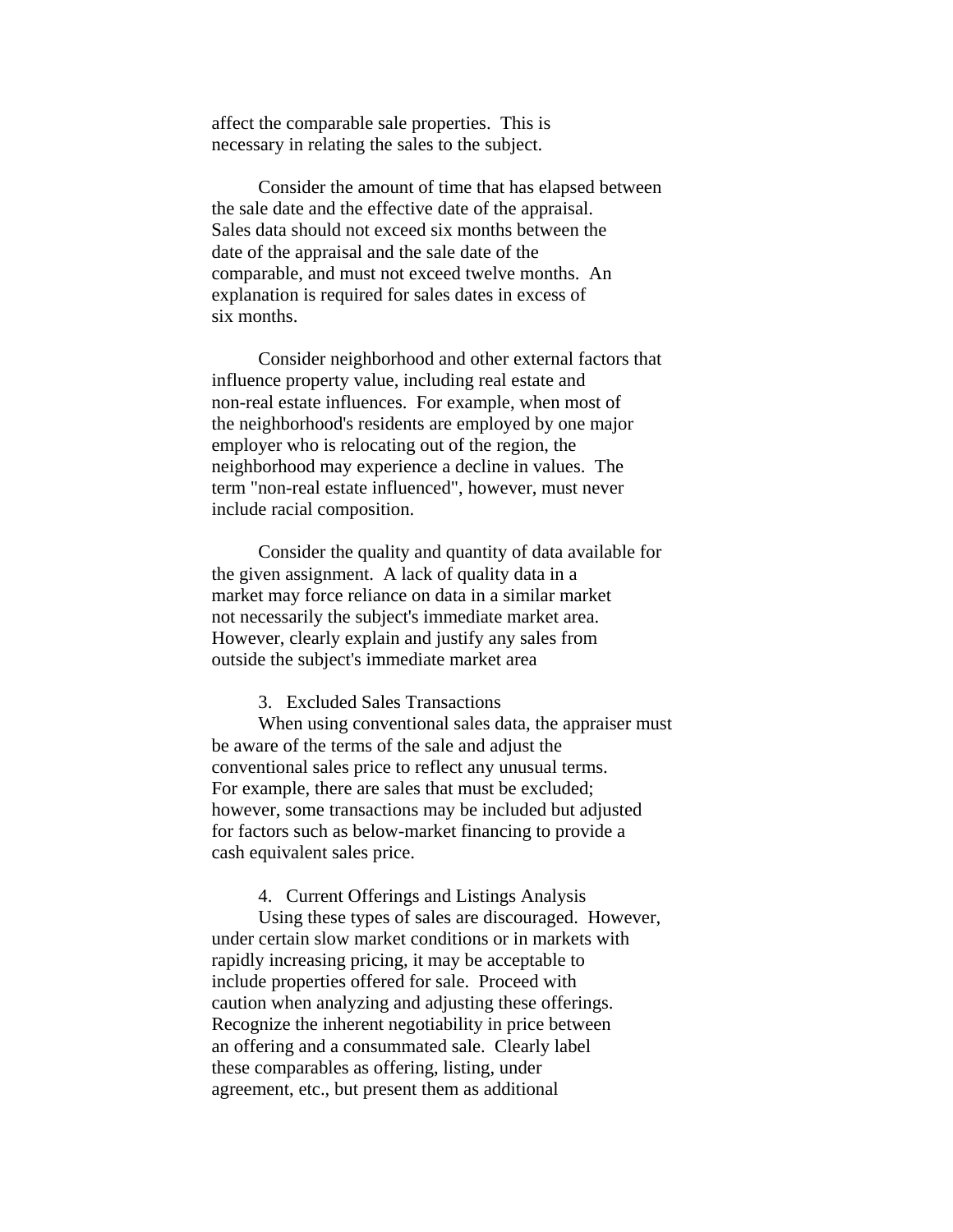affect the comparable sale properties. This is necessary in relating the sales to the subject.

Consider the amount of time that has elapsed between the sale date and the effective date of the appraisal. Sales data should not exceed six months between the date of the appraisal and the sale date of the comparable, and must not exceed twelve months. An explanation is required for sales dates in excess of six months.

Consider neighborhood and other external factors that influence property value, including real estate and non-real estate influences. For example, when most of the neighborhood's residents are employed by one major employer who is relocating out of the region, the neighborhood may experience a decline in values. The term "non-real estate influenced", however, must never include racial composition.

Consider the quality and quantity of data available for the given assignment. A lack of quality data in a market may force reliance on data in a similar market not necessarily the subject's immediate market area. However, clearly explain and justify any sales from outside the subject's immediate market area

3. Excluded Sales Transactions

When using conventional sales data, the appraiser must be aware of the terms of the sale and adjust the conventional sales price to reflect any unusual terms. For example, there are sales that must be excluded; however, some transactions may be included but adjusted for factors such as below-market financing to provide a cash equivalent sales price.

4. Current Offerings and Listings Analysis

Using these types of sales are discouraged. However, under certain slow market conditions or in markets with rapidly increasing pricing, it may be acceptable to include properties offered for sale. Proceed with caution when analyzing and adjusting these offerings. Recognize the inherent negotiability in price between an offering and a consummated sale. Clearly label these comparables as offering, listing, under agreement, etc., but present them as additional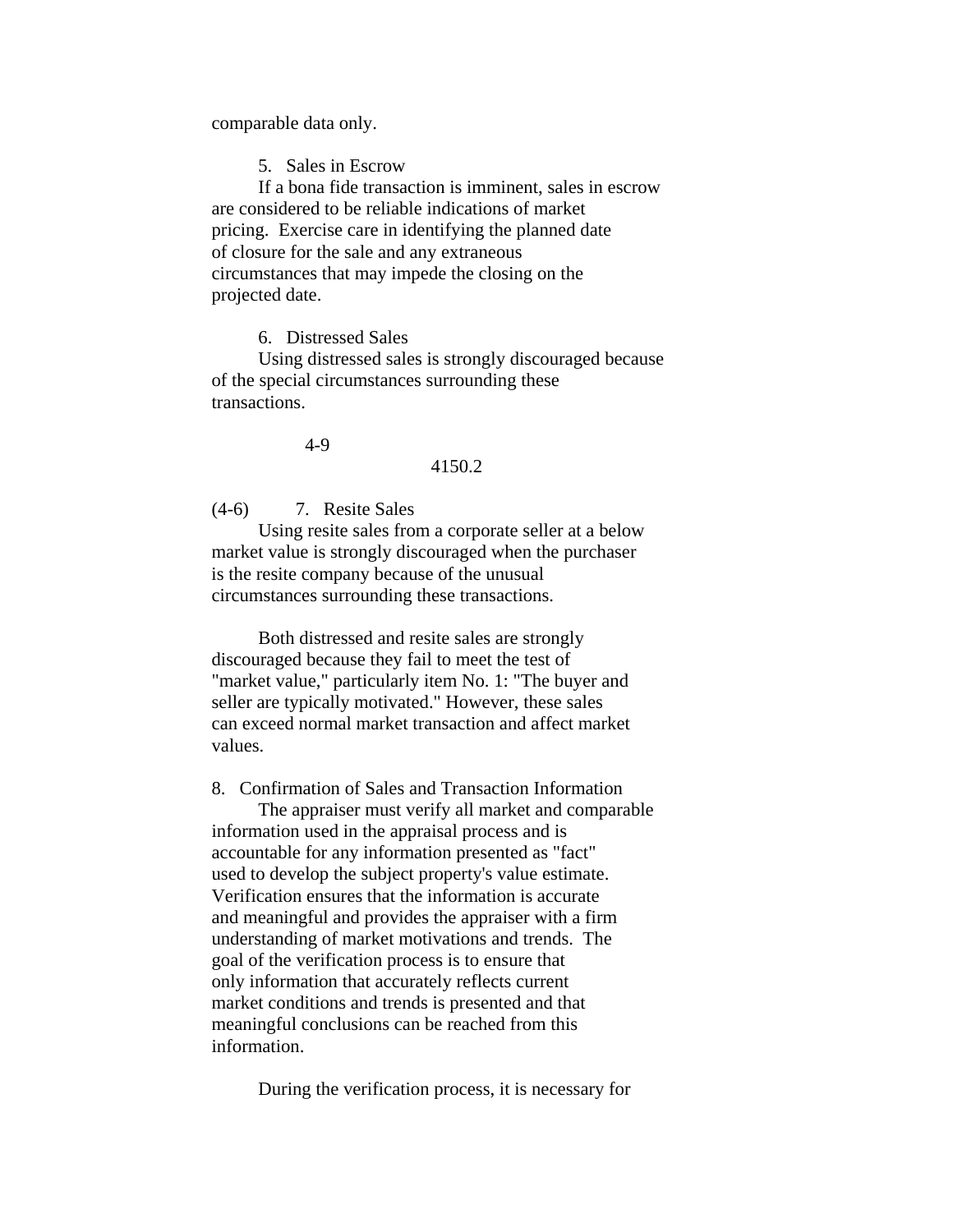comparable data only.

5. Sales in Escrow

If a bona fide transaction is imminent, sales in escrow are considered to be reliable indications of market pricing. Exercise care in identifying the planned date of closure for the sale and any extraneous circumstances that may impede the closing on the projected date.

6. Distressed Sales

Using distressed sales is strongly discouraged because of the special circumstances surrounding these transactions.

(4-6) 7. Resite Sales

Using resite sales from a corporate seller at a below market value is strongly discouraged when the purchaser is the resite company because of the unusual circumstances surrounding these transactions.

Both distressed and resite sales are strongly discouraged because they fail to meet the test of "market value," particularly item No. 1: "The buyer and seller are typically motivated." However, these sales can exceed normal market transaction and affect market values.

8. Confirmation of Sales and Transaction Information

The appraiser must verify all market and comparable information used in the appraisal process and is accountable for any information presented as "fact" used to develop the subject property's value estimate. Verification ensures that the information is accurate and meaningful and provides the appraiser with a firm understanding of market motivations and trends. The goal of the verification process is to ensure that only information that accurately reflects current market conditions and trends is presented and that meaningful conclusions can be reached from this information.

During the verification process, it is necessary for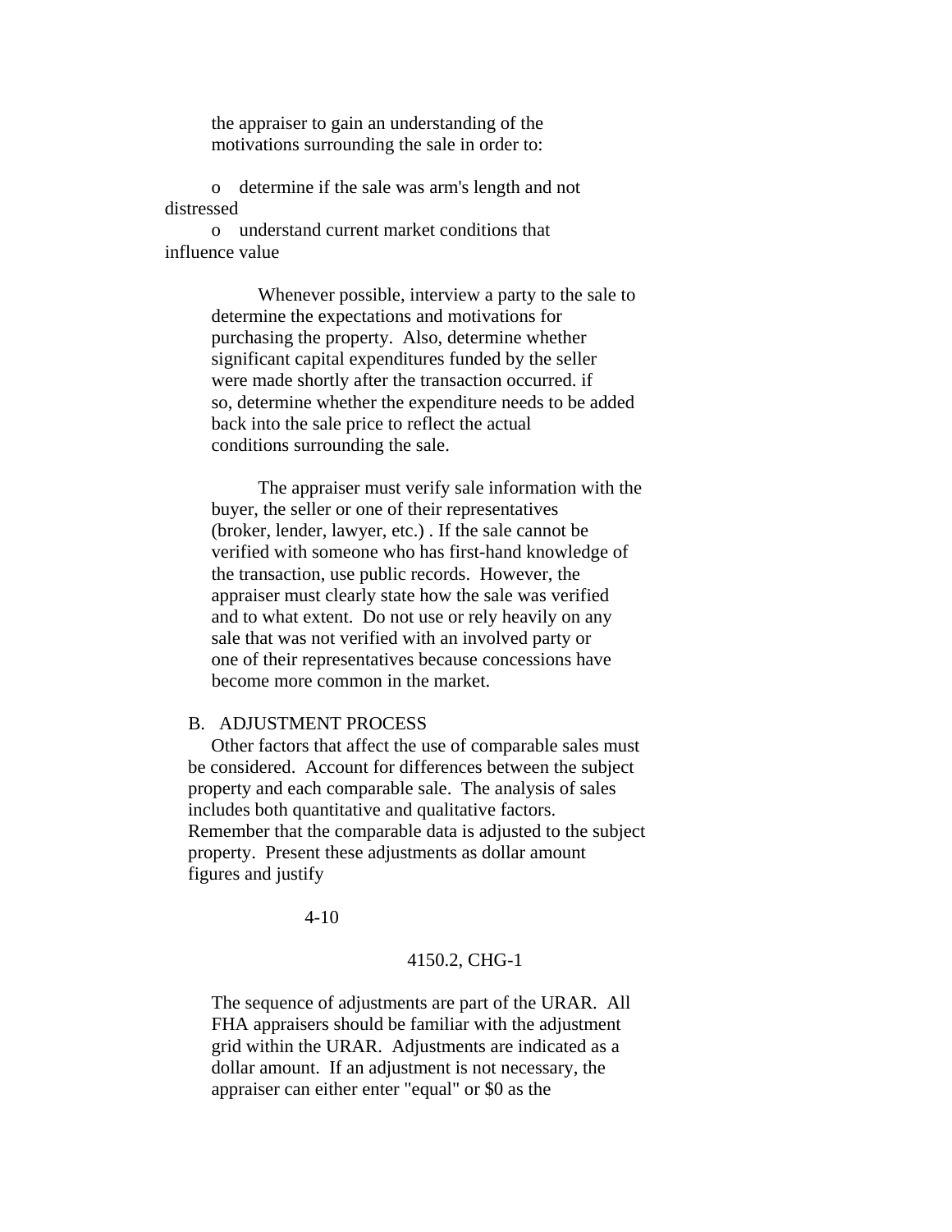the appraiser to gain an understanding of the motivations surrounding the sale in order to:

- o determine if the sale was arm's length and not distressed
- o understand current market conditions that influence value

Whenever possible, interview a party to the sale to determine the expectations and motivations for purchasing the property. Also, determine whether significant capital expenditures funded by the seller were made shortly after the transaction occurred. if so, determine whether the expenditure needs to be added back into the sale price to reflect the actual conditions surrounding the sale.

The appraiser must verify sale information with the buyer, the seller or one of their representatives (broker, lender, lawyer, etc.) . If the sale cannot be verified with someone who has first-hand knowledge of the transaction, use public records. However, the appraiser must clearly state how the sale was verified and to what extent. Do not use or rely heavily on any sale that was not verified with an involved party or one of their representatives because concessions have become more common in the market.

B. ADJUSTMENT PROCESS

Other factors that affect the use of comparable sales must be considered. Account for differences between the subject property and each comparable sale. The analysis of sales includes both quantitative and qualitative factors. Remember that the comparable data is adjusted to the subject property. Present these adjustments as dollar amount figures and justify

The sequence of adjustments are part of the URAR. All FHA appraisers should be familiar with the adjustment grid within the URAR. Adjustments are indicated as a dollar amount. If an adjustment is not necessary, the appraiser can either enter "equal" or $0 as the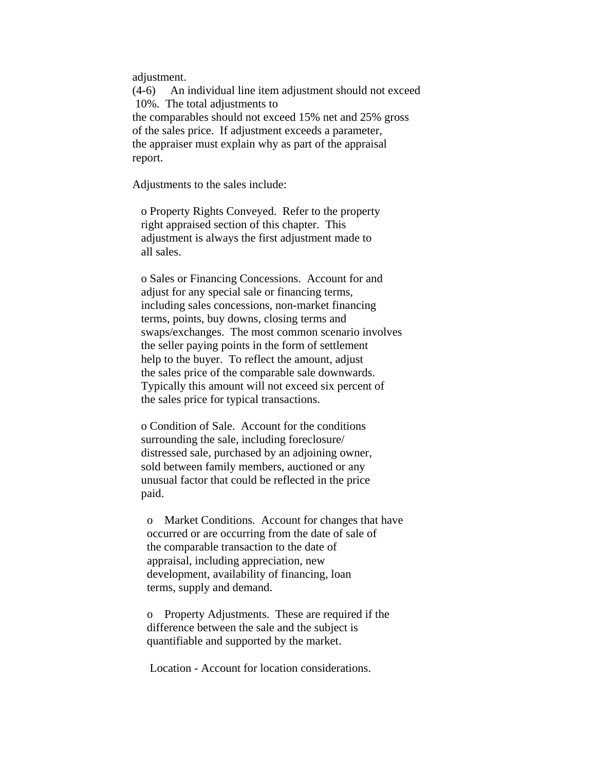adjustment.

(4-6) An individual line item adjustment should not exceed 10%. The total adjustments to the comparables should not exceed 15% net and 25% gross of the sales price. If adjustment exceeds a parameter, the appraiser must explain why as part of the appraisal report.

Adjustments to the sales include:

- Property Rights Conveyed. Refer to the property right appraised section of this chapter. This adjustment is always the first adjustment made to all sales.

- Sales or Financing Concessions. Account for and adjust for any special sale or financing terms, including sales concessions, non-market financing terms, points, buy downs, closing terms and swaps/exchanges. The most common scenario involves the seller paying points in the form of settlement help to the buyer. To reflect the amount, adjust the sales price of the comparable sale downwards. Typically this amount will not exceed six percent of the sales price for typical transactions.

- Condition of Sale. Account for the conditions surrounding the sale, including foreclosure/ distressed sale, purchased by an adjoining owner, sold between family members, auctioned or any unusual factor that could be reflected in the price paid.

- Market Conditions. Account for changes that have occurred or are occurring from the date of sale of the comparable transaction to the date of appraisal, including appreciation, new development, availability of financing, loan terms, supply and demand.

- Property Adjustments. These are required if the difference between the sale and the subject is quantifiable and supported by the market.

  Location - Account for location considerations.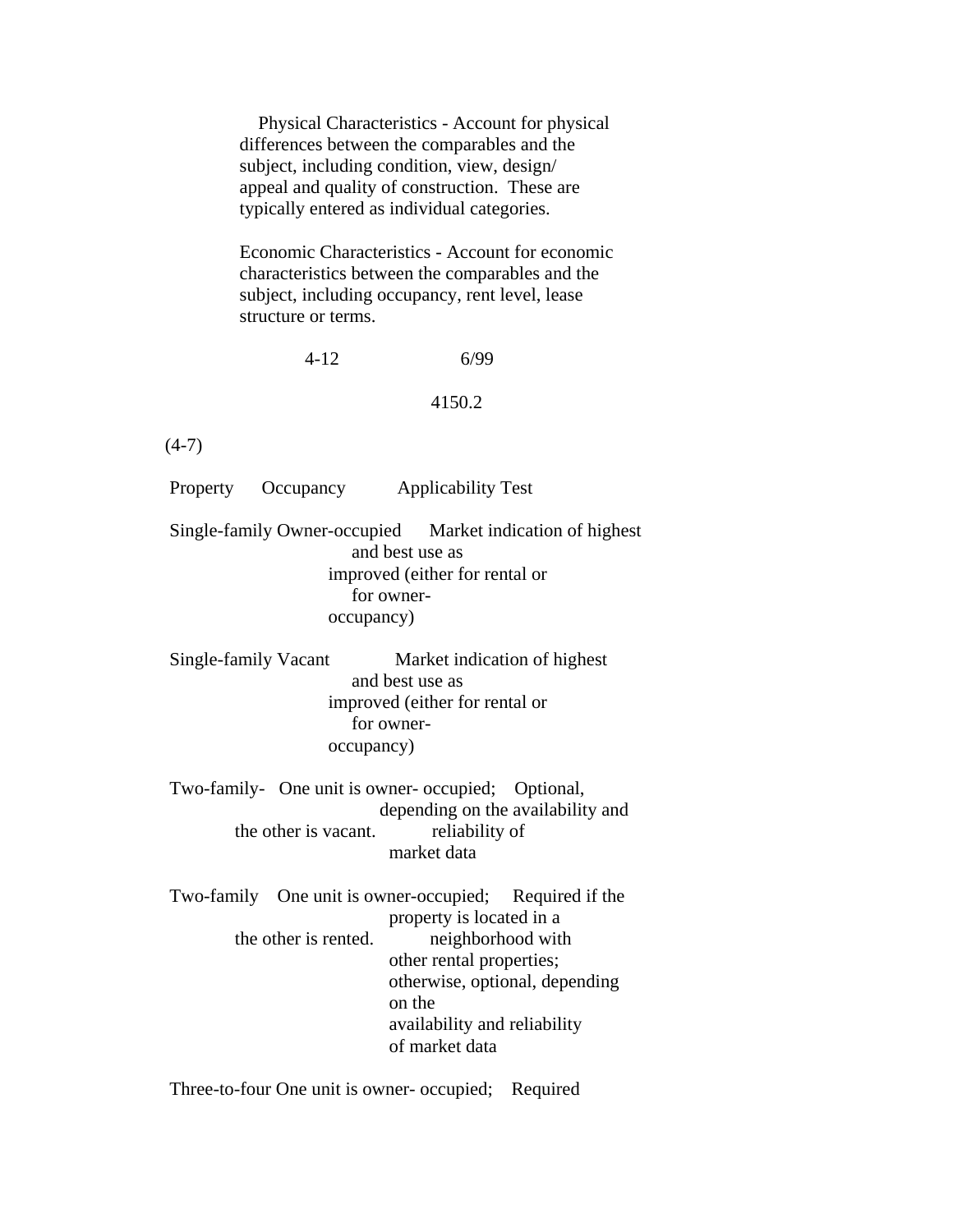Physical Characteristics - Account for physical differences between the comparables and the subject, including condition, view, design/ appeal and quality of construction. These are typically entered as individual categories.

Economic Characteristics - Account for economic characteristics between the comparables and the subject, including occupancy, rent level, lease structure or terms.

4-12 6/99

4150.2

(4-7)

| Property | Occupancy | Applicability Test |
|---|---|---|
| Single-family | Owner-occupied | Market indication of highest and best use as improved (either for rental or for owner-occupancy) |
| Single-family | Vacant | Market indication of highest and best use as improved (either for rental or for owner-occupancy) |
| Two-family- | One unit is owner- occupied; the other is vacant. | Optional, depending on the availability and reliability of market data |
| Two-family | One unit is owner-occupied; the other is rented. | Required if the property is located in a neighborhood with other rental properties; otherwise, optional, depending on the availability and reliability of market data |
| Three-to-four | One unit is owner- occupied; | Required |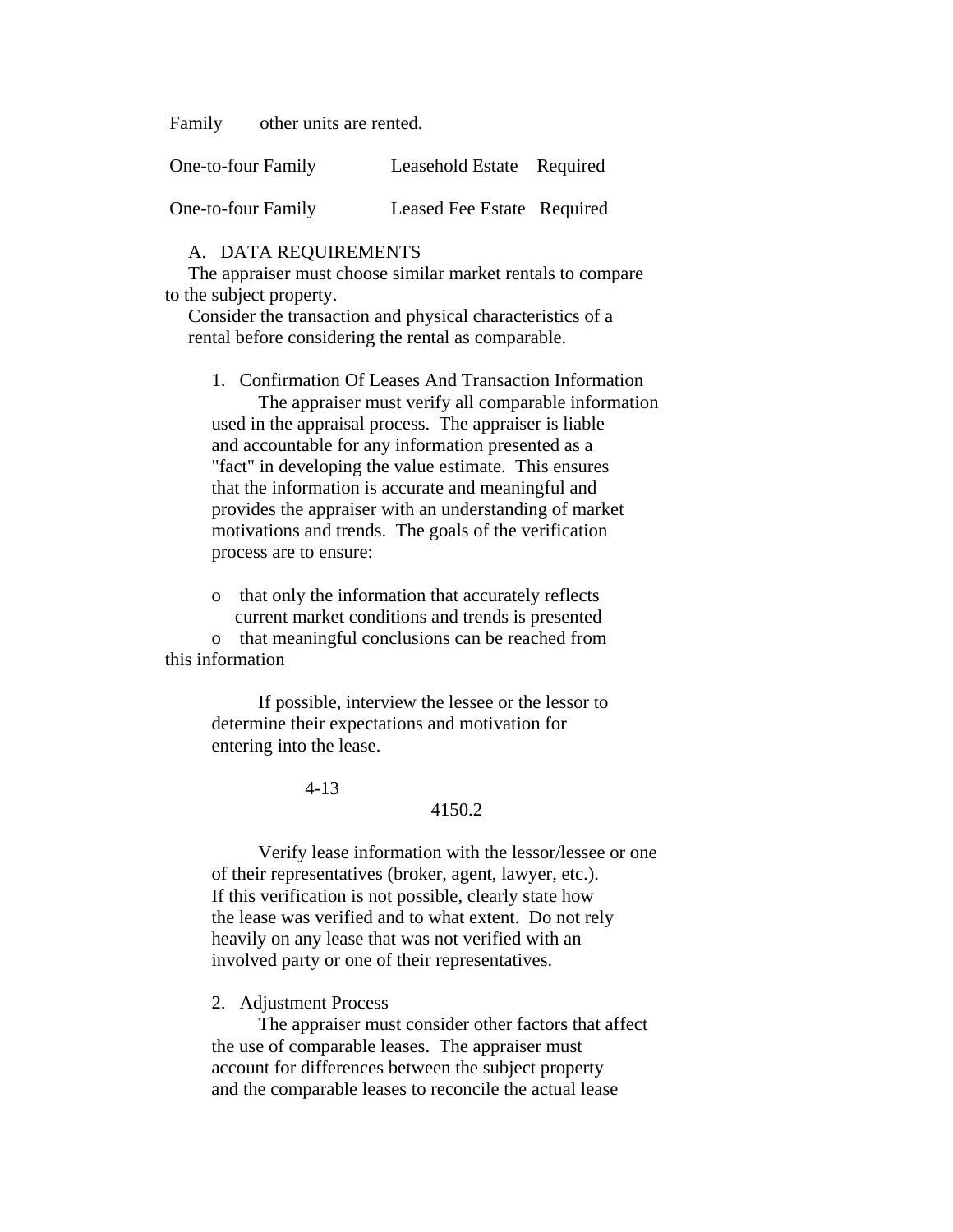| | | |
|---|---|---|
| Family | other units are rented. | |
| One-to-four Family | Leasehold Estate | Required |
| One-to-four Family | Leased Fee Estate | Required |

A. DATA REQUIREMENTS

The appraiser must choose similar market rentals to compare to the subject property.

Consider the transaction and physical characteristics of a rental before considering the rental as comparable.

1. Confirmation Of Leases And Transaction Information

The appraiser must verify all comparable information used in the appraisal process. The appraiser is liable and accountable for any information presented as a "fact" in developing the value estimate. This ensures that the information is accurate and meaningful and provides the appraiser with an understanding of market motivations and trends. The goals of the verification process are to ensure:

- that only the information that accurately reflects current market conditions and trends is presented
- that meaningful conclusions can be reached from this information

If possible, interview the lessee or the lessor to determine their expectations and motivation for entering into the lease.

Verify lease information with the lessor/lessee or one of their representatives (broker, agent, lawyer, etc.). If this verification is not possible, clearly state how the lease was verified and to what extent. Do not rely heavily on any lease that was not verified with an involved party or one of their representatives.

2. Adjustment Process

The appraiser must consider other factors that affect the use of comparable leases. The appraiser must account for differences between the subject property and the comparable leases to reconcile the actual lease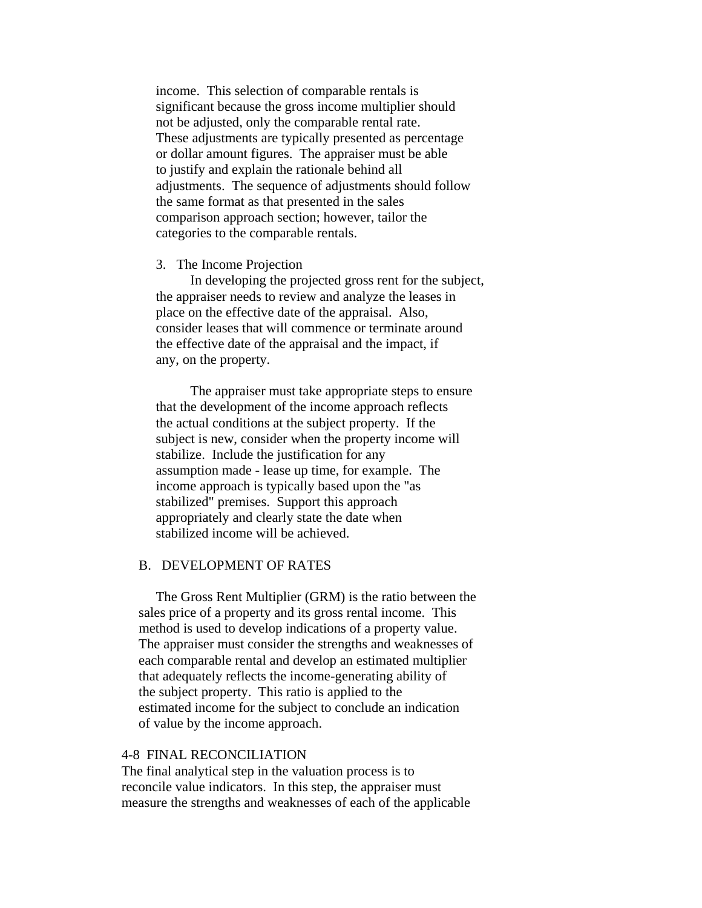income. This selection of comparable rentals is significant because the gross income multiplier should not be adjusted, only the comparable rental rate. These adjustments are typically presented as percentage or dollar amount figures. The appraiser must be able to justify and explain the rationale behind all adjustments. The sequence of adjustments should follow the same format as that presented in the sales comparison approach section; however, tailor the categories to the comparable rentals.

3. The Income Projection

In developing the projected gross rent for the subject, the appraiser needs to review and analyze the leases in place on the effective date of the appraisal. Also, consider leases that will commence or terminate around the effective date of the appraisal and the impact, if any, on the property.

The appraiser must take appropriate steps to ensure that the development of the income approach reflects the actual conditions at the subject property. If the subject is new, consider when the property income will stabilize. Include the justification for any assumption made - lease up time, for example. The income approach is typically based upon the "as stabilized" premises. Support this approach appropriately and clearly state the date when stabilized income will be achieved.

### B. DEVELOPMENT OF RATES

The Gross Rent Multiplier (GRM) is the ratio between the sales price of a property and its gross rental income. This method is used to develop indications of a property value. The appraiser must consider the strengths and weaknesses of each comparable rental and develop an estimated multiplier that adequately reflects the income-generating ability of the subject property. This ratio is applied to the estimated income for the subject to conclude an indication of value by the income approach.

## 4-8 FINAL RECONCILIATION

The final analytical step in the valuation process is to reconcile value indicators. In this step, the appraiser must measure the strengths and weaknesses of each of the applicable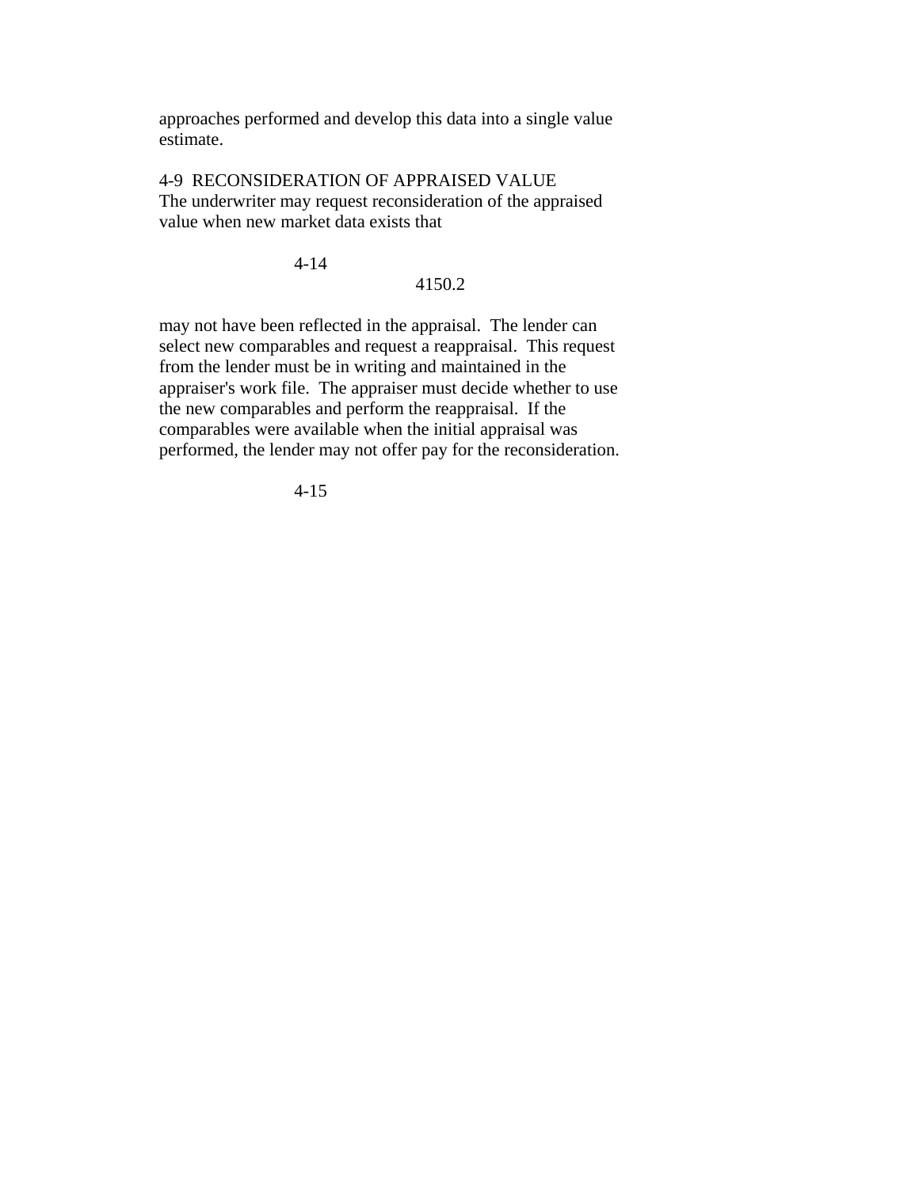approaches performed and develop this data into a single value estimate.

## 4-9 RECONSIDERATION OF APPRAISED VALUE

The underwriter may request reconsideration of the appraised value when new market data exists that may not have been reflected in the appraisal. The lender can select new comparables and request a reappraisal. This request from the lender must be in writing and maintained in the appraiser's work file. The appraiser must decide whether to use the new comparables and perform the reappraisal. If the comparables were available when the initial appraisal was performed, the lender may not offer pay for the reconsideration.